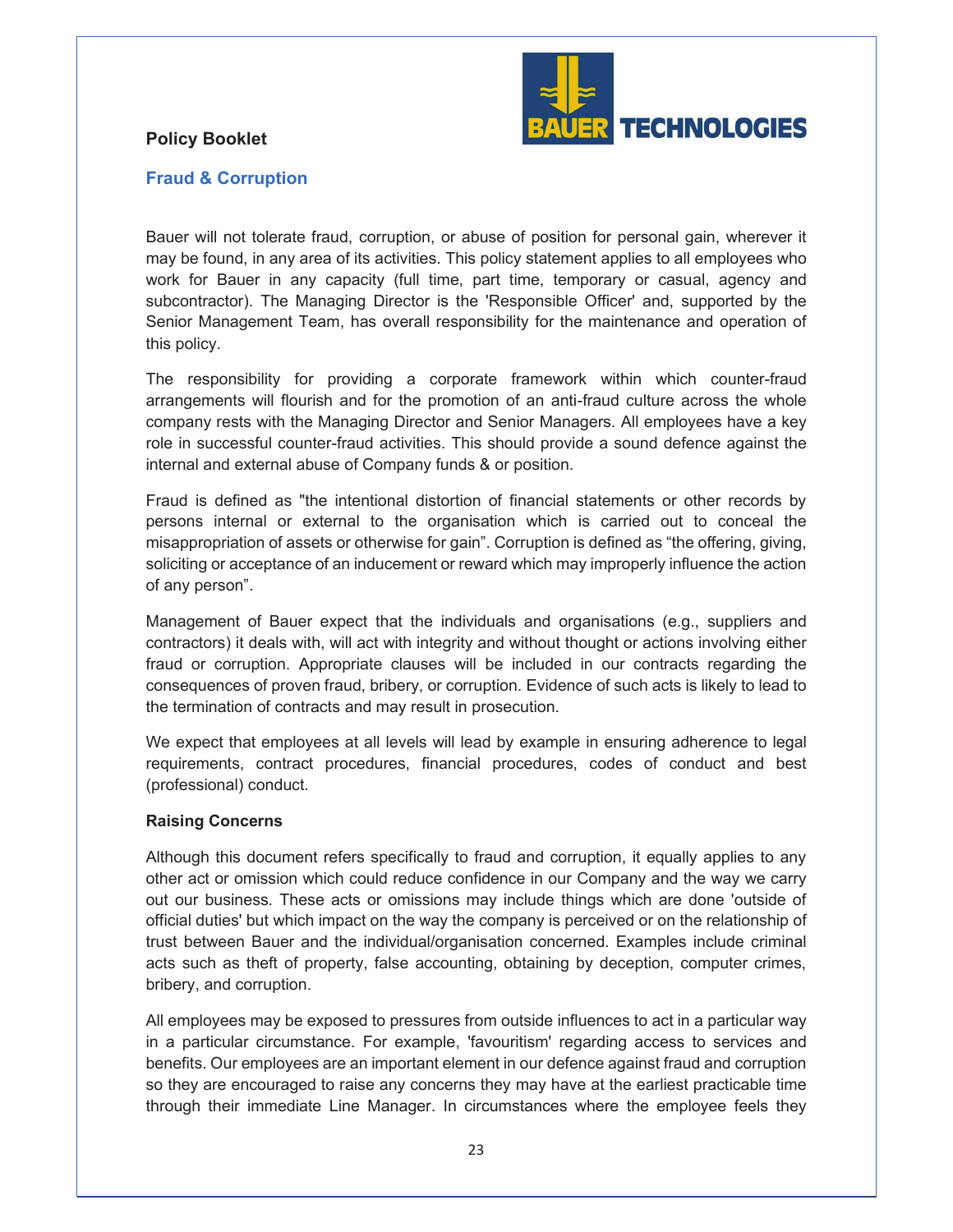**Policy Booklet**

## Fraud & Corruption

Bauer will not tolerate fraud, corruption, or abuse of position for personal gain, wherever it may be found, in any area of its activities. This policy statement applies to all employees who work for Bauer in any capacity (full time, part time, temporary or casual, agency and subcontractor). The Managing Director is the 'Responsible Officer' and, supported by the Senior Management Team, has overall responsibility for the maintenance and operation of this policy.

The responsibility for providing a corporate framework within which counter-fraud arrangements will flourish and for the promotion of an anti-fraud culture across the whole company rests with the Managing Director and Senior Managers. All employees have a key role in successful counter-fraud activities. This should provide a sound defence against the internal and external abuse of Company funds & or position.

Fraud is defined as "the intentional distortion of financial statements or other records by persons internal or external to the organisation which is carried out to conceal the misappropriation of assets or otherwise for gain". Corruption is defined as "the offering, giving, soliciting or acceptance of an inducement or reward which may improperly influence the action of any person".

Management of Bauer expect that the individuals and organisations (e.g., suppliers and contractors) it deals with, will act with integrity and without thought or actions involving either fraud or corruption. Appropriate clauses will be included in our contracts regarding the consequences of proven fraud, bribery, or corruption. Evidence of such acts is likely to lead to the termination of contracts and may result in prosecution.

We expect that employees at all levels will lead by example in ensuring adherence to legal requirements, contract procedures, financial procedures, codes of conduct and best (professional) conduct.

### Raising Concerns

Although this document refers specifically to fraud and corruption, it equally applies to any other act or omission which could reduce confidence in our Company and the way we carry out our business. These acts or omissions may include things which are done 'outside of official duties' but which impact on the way the company is perceived or on the relationship of trust between Bauer and the individual/organisation concerned. Examples include criminal acts such as theft of property, false accounting, obtaining by deception, computer crimes, bribery, and corruption.

All employees may be exposed to pressures from outside influences to act in a particular way in a particular circumstance. For example, 'favouritism' regarding access to services and benefits. Our employees are an important element in our defence against fraud and corruption so they are encouraged to raise any concerns they may have at the earliest practicable time through their immediate Line Manager. In circumstances where the employee feels they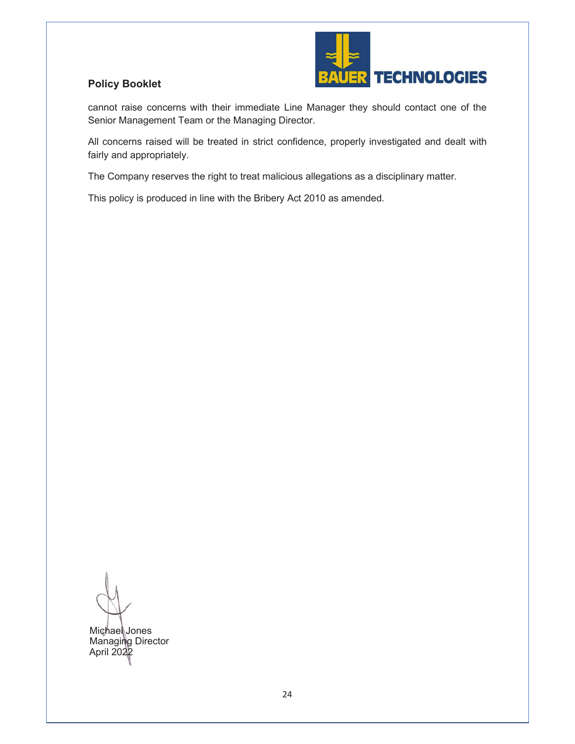cannot raise concerns with their immediate Line Manager they should contact one of the Senior Management Team or the Managing Director.

All concerns raised will be treated in strict confidence, properly investigated and dealt with fairly and appropriately.

The Company reserves the right to treat malicious allegations as a disciplinary matter.

This policy is produced in line with the Bribery Act 2010 as amended.

Michael Jones
Managing Director
April 2022